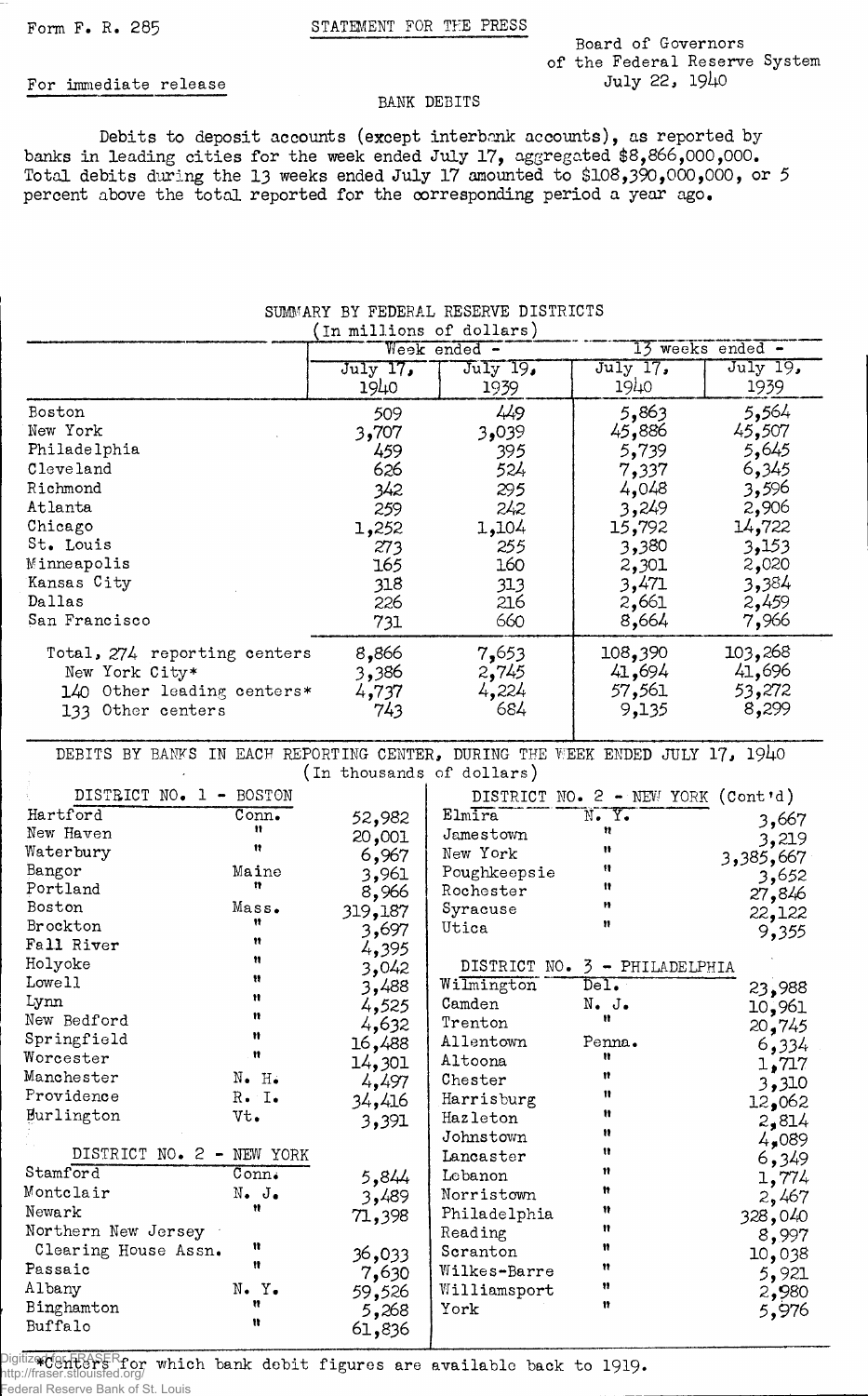Form F. R. 285

STATEMENT FOR THE PRESS

Board of Governors
of the Federal Reserve System
July 22, 1940

For immediate release

BANK DEBITS

Debits to deposit accounts (except interbank accounts), as reported by banks in leading cities for the week ended July 17, aggregated $8,866,000,000. Total debits during the 13 weeks ended July 17 amounted to $108,390,000,000, or 5 percent above the total reported for the corresponding period a year ago.

SUMMARY BY FEDERAL RESERVE DISTRICTS
(In millions of dollars)

| | Week ended - | | 13 weeks ended - | |
|---|---|---|---|---|
| | July 17, 1940 | July 19, 1939 | July 17, 1940 | July 19, 1939 |
| Boston | 509 | 449 | 5,863 | 5,564 |
| New York | 3,707 | 3,039 | 45,886 | 45,507 |
| Philadelphia | 459 | 395 | 5,739 | 5,645 |
| Cleveland | 626 | 524 | 7,337 | 6,345 |
| Richmond | 342 | 295 | 4,048 | 3,596 |
| Atlanta | 259 | 242 | 3,249 | 2,906 |
| Chicago | 1,252 | 1,104 | 15,792 | 14,722 |
| St. Louis | 273 | 255 | 3,380 | 3,153 |
| Minneapolis | 165 | 160 | 2,301 | 2,020 |
| Kansas City | 318 | 313 | 3,471 | 3,384 |
| Dallas | 226 | 216 | 2,661 | 2,459 |
| San Francisco | 731 | 660 | 8,664 | 7,966 |
| Total, 274 reporting centers | 8,866 | 7,653 | 108,390 | 103,268 |
| New York City* | 3,386 | 2,745 | 41,694 | 41,696 |
| 140 Other leading centers* | 4,737 | 4,224 | 57,561 | 53,272 |
| 133 Other centers | 743 | 684 | 9,135 | 8,299 |

DEBITS BY BANKS IN EACH REPORTING CENTER, DURING THE WEEK ENDED JULY 17, 1940
(In thousands of dollars)

| City | State | Debits |
|---|---|---|
| **DISTRICT NO. 1 - BOSTON** | | |
| Hartford | Conn. | 52,982 |
| New Haven | " | 20,001 |
| Waterbury | " | 6,967 |
| Bangor | Maine | 3,961 |
| Portland | " | 8,966 |
| Boston | Mass. | 319,187 |
| Brockton | " | 3,697 |
| Fall River | " | 4,395 |
| Holyoke | " | 3,042 |
| Lowell | " | 3,488 |
| Lynn | " | 4,525 |
| New Bedford | " | 4,632 |
| Springfield | " | 16,488 |
| Worcester | " | 14,301 |
| Manchester | N. H. | 4,497 |
| Providence | R. I. | 34,416 |
| Burlington | Vt. | 3,391 |
| **DISTRICT NO. 2 - NEW YORK** | | |
| Stamford | Conn. | 5,844 |
| Montclair | N. J. | 3,489 |
| Newark | " | 71,398 |
| Northern New Jersey Clearing House Assn. | " | 36,033 |
| Passaic | " | 7,630 |
| Albany | N. Y. | 59,526 |
| Binghamton | " | 5,268 |
| Buffalo | " | 61,836 |
| **DISTRICT NO. 2 - NEW YORK (Cont'd)** | | |
| Elmira | N. Y. | 3,667 |
| Jamestown | " | 3,219 |
| New York | " | 3,385,667 |
| Poughkeepsie | " | 3,652 |
| Rochester | " | 27,846 |
| Syracuse | " | 22,122 |
| Utica | " | 9,355 |
| **DISTRICT NO. 3 - PHILADELPHIA** | | |
| Wilmington | Del. | 23,988 |
| Camden | N. J. | 10,961 |
| Trenton | " | 20,745 |
| Allentown | Penna. | 6,334 |
| Altoona | " | 1,717 |
| Chester | " | 3,310 |
| Harrisburg | " | 12,062 |
| Hazleton | " | 2,814 |
| Johnstown | " | 4,089 |
| Lancaster | " | 6,349 |
| Lebanon | " | 1,774 |
| Norristown | " | 2,467 |
| Philadelphia | " | 328,040 |
| Reading | " | 8,997 |
| Scranton | " | 10,038 |
| Wilkes-Barre | " | 5,921 |
| Williamsport | " | 2,980 |
| York | " | 5,976 |

*Centers for which bank debit figures are available back to 1919.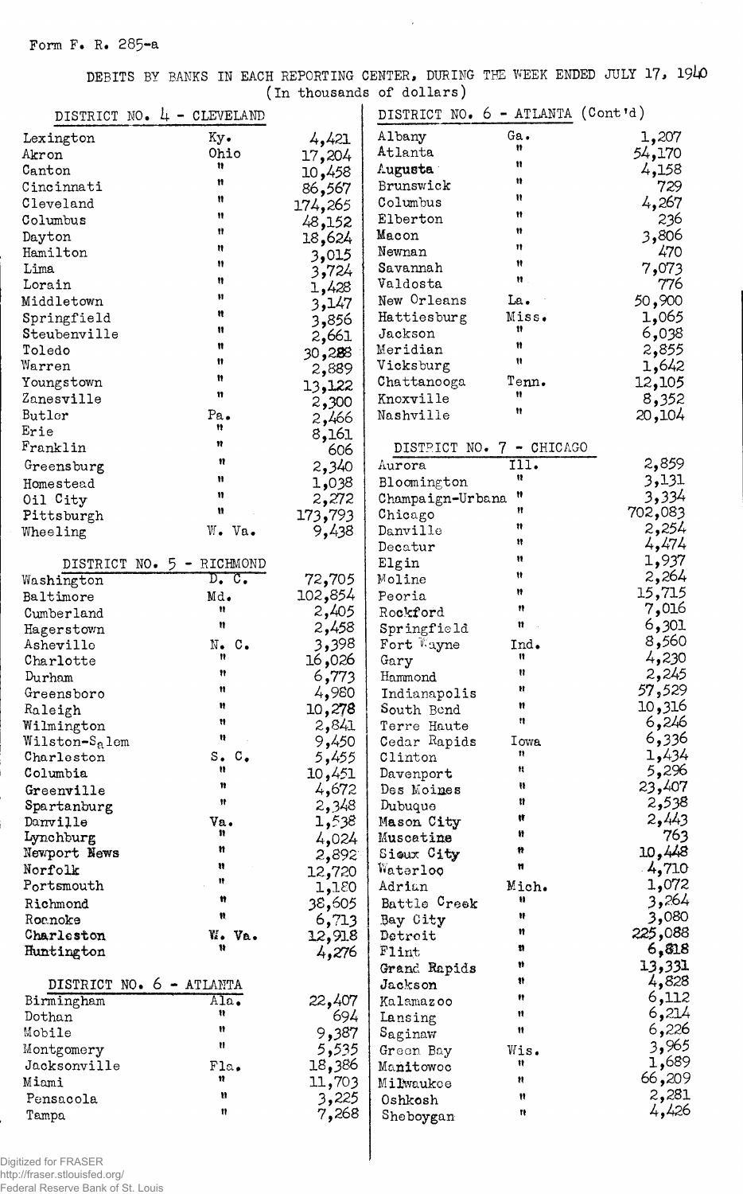Form F. R. 285-a

DEBITS BY BANKS IN EACH REPORTING CENTER, DURING THE WEEK ENDED JULY 17, 1940
(In thousands of dollars)

| DISTRICT NO. 4 - CLEVELAND | | |
|---|---|---|
| Lexington | Ky. | 4,421 |
| Akron | Ohio | 17,204 |
| Canton | " | 10,458 |
| Cincinnati | " | 86,567 |
| Cleveland | " | 174,265 |
| Columbus | " | 48,152 |
| Dayton | " | 18,624 |
| Hamilton | " | 3,015 |
| Lima | " | 3,724 |
| Lorain | " | 1,428 |
| Middletown | " | 3,147 |
| Springfield | " | 3,856 |
| Steubenville | " | 2,661 |
| Toledo | " | 30,288 |
| Warren | " | 2,889 |
| Youngstown | " | 13,122 |
| Zanesville | " | 2,300 |
| Butler | Pa. | 2,466 |
| Erie | " | 8,161 |
| Franklin | " | 606 |
| Greensburg | " | 2,340 |
| Homestead | " | 1,038 |
| Oil City | " | 2,272 |
| Pittsburgh | " | 173,793 |
| Wheeling | W. Va. | 9,438 |

| DISTRICT NO. 5 - RICHMOND | | |
|---|---|---|
| Washington | D. C. | 72,705 |
| Baltimore | Md. | 102,854 |
| Cumberland | " | 2,405 |
| Hagerstown | " | 2,458 |
| Asheville | N. C. | 3,398 |
| Charlotte | " | 16,026 |
| Durham | " | 6,773 |
| Greensboro | " | 4,980 |
| Raleigh | " | 10,278 |
| Wilmington | " | 2,841 |
| Wilston-Salem | " | 9,450 |
| Charleston | S. C. | 5,455 |
| Columbia | " | 10,451 |
| Greenville | " | 4,672 |
| Spartanburg | " | 2,348 |
| Danville | Va. | 1,538 |
| Lynchburg | " | 4,024 |
| Newport News | " | 2,892 |
| Norfolk | " | 12,720 |
| Portsmouth | " | 1,180 |
| Richmond | " | 38,605 |
| Roanoke | " | 6,713 |
| Charleston | W. Va. | 12,918 |
| Huntington | " | 4,276 |

| DISTRICT NO. 6 - ATLANTA | | |
|---|---|---|
| Birmingham | Ala. | 22,407 |
| Dothan | " | 694 |
| Mobile | " | 9,387 |
| Montgomery | " | 5,535 |
| Jacksonville | Fla. | 18,386 |
| Miami | " | 11,703 |
| Pensacola | " | 3,225 |
| Tampa | " | 7,268 |

| DISTRICT NO. 6 - ATLANTA (Cont'd) | | |
|---|---|---|
| Albany | Ga. | 1,207 |
| Atlanta | " | 54,170 |
| Augusta | " | 4,158 |
| Brunswick | " | 729 |
| Columbus | " | 4,267 |
| Elberton | " | 236 |
| Macon | " | 3,806 |
| Newnan | " | 470 |
| Savannah | " | 7,073 |
| Valdosta | " | 776 |
| New Orleans | La. | 50,900 |
| Hattiesburg | Miss. | 1,065 |
| Jackson | " | 6,038 |
| Meridian | " | 2,855 |
| Vicksburg | " | 1,642 |
| Chattanooga | Tenn. | 12,105 |
| Knoxville | " | 8,352 |
| Nashville | " | 20,104 |

| DISTRICT NO. 7 - CHICAGO | | |
|---|---|---|
| Aurora | Ill. | 2,859 |
| Bloomington | " | 3,131 |
| Champaign-Urbana | " | 3,334 |
| Chicago | " | 702,083 |
| Danville | " | 2,254 |
| Decatur | " | 4,474 |
| Elgin | " | 1,937 |
| Moline | " | 2,264 |
| Peoria | " | 15,715 |
| Rockford | " | 7,016 |
| Springfield | " | 6,301 |
| Fort Wayne | Ind. | 8,560 |
| Gary | " | 4,230 |
| Hammond | " | 2,245 |
| Indianapolis | " | 57,529 |
| South Bend | " | 10,316 |
| Terre Haute | " | 6,246 |
| Cedar Rapids | Iowa | 6,336 |
| Clinton | " | 1,434 |
| Davenport | " | 5,296 |
| Des Moines | " | 23,407 |
| Dubuque | " | 2,538 |
| Mason City | " | 2,443 |
| Muscatine | " | 763 |
| Sioux City | " | 10,448 |
| Waterloo | " | 4,710 |
| Adrian | Mich. | 1,072 |
| Battle Creek | " | 3,264 |
| Bay City | " | 3,080 |
| Detroit | " | 225,088 |
| Flint | " | 6,818 |
| Grand Rapids | " | 13,331 |
| Jackson | " | 4,828 |
| Kalamazoo | " | 6,112 |
| Lansing | " | 6,214 |
| Saginaw | " | 6,226 |
| Green Bay | Wis. | 3,965 |
| Manitowoc | " | 1,689 |
| Milwaukee | " | 66,209 |
| Oshkosh | " | 2,281 |
| Sheboygan | " | 4,426 |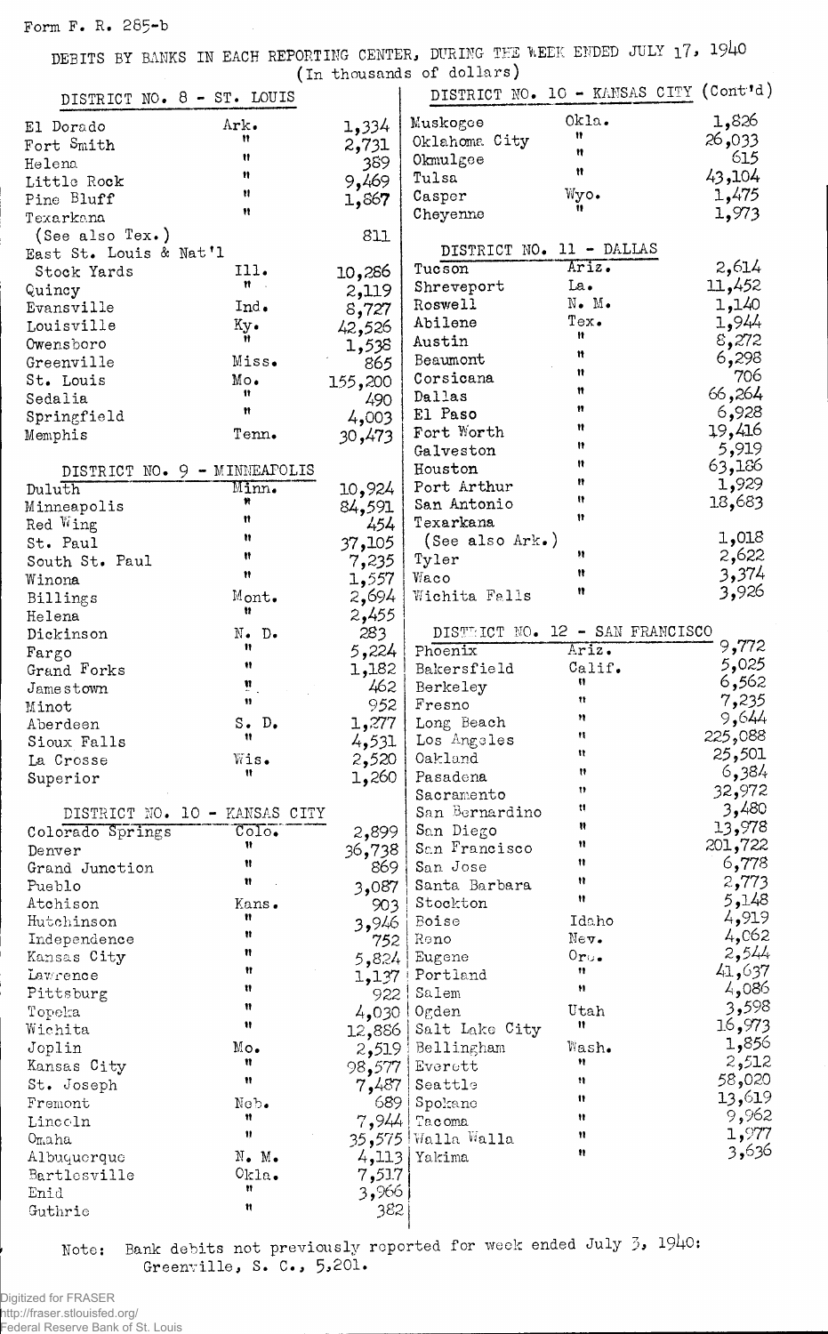Form F. R. 285-b

DEBITS BY BANKS IN EACH REPORTING CENTER, DURING THE WEEK ENDED JULY 17, 1940
(In thousands of dollars)

| DISTRICT NO. 8 - ST. LOUIS | | |
|---|---|---|
| El Dorado | Ark. | 1,334 |
| Fort Smith | " | 2,731 |
| Helena | " | 389 |
| Little Rock | " | 9,469 |
| Pine Bluff | " | 1,867 |
| Texarkana (See also Tex.) | " | 811 |
| East St. Louis & Nat'l Stock Yards | Ill. | 10,286 |
| Quincy | " | 2,119 |
| Evansville | Ind. | 8,727 |
| Louisville | Ky. | 42,526 |
| Owensboro | " | 1,538 |
| Greenville | Miss. | 865 |
| St. Louis | Mo. | 155,200 |
| Sedalia | " | 490 |
| Springfield | " | 4,003 |
| Memphis | Tenn. | 30,473 |

| DISTRICT NO. 9 - MINNEAPOLIS | | |
|---|---|---|
| Duluth | Minn. | 10,924 |
| Minneapolis | " | 84,591 |
| Red Wing | " | 454 |
| St. Paul | " | 37,105 |
| South St. Paul | " | 7,235 |
| Winona | " | 1,557 |
| Billings | Mont. | 2,694 |
| Helena | " | 2,455 |
| Dickinson | N. D. | 283 |
| Fargo | " | 5,224 |
| Grand Forks | " | 1,182 |
| Jamestown | " | 462 |
| Minot | " | 952 |
| Aberdeen | S. D. | 1,277 |
| Sioux Falls | " | 4,531 |
| La Crosse | Wis. | 2,520 |
| Superior | " | 1,260 |

| DISTRICT NO. 10 - KANSAS CITY | | |
|---|---|---|
| Colorado Springs | Colo. | 2,899 |
| Denver | " | 36,738 |
| Grand Junction | " | 869 |
| Pueblo | " | 3,087 |
| Atchison | Kans. | 903 |
| Hutchinson | " | 3,946 |
| Independence | " | 752 |
| Kansas City | " | 5,824 |
| Lawrence | " | 1,137 |
| Pittsburg | " | 922 |
| Topeka | " | 4,030 |
| Wichita | " | 12,886 |
| Joplin | Mo. | 2,519 |
| Kansas City | " | 98,577 |
| St. Joseph | " | 7,487 |
| Fremont | Neb. | 689 |
| Lincoln | " | 7,944 |
| Omaha | " | 35,575 |
| Albuquerque | N. M. | 4,113 |
| Bartlesville | Okla. | 7,517 |
| Enid | " | 3,966 |
| Guthrie | " | 382 |

| DISTRICT NO. 10 - KANSAS CITY (Cont'd) | | |
|---|---|---|
| Muskogee | Okla. | 1,826 |
| Oklahoma City | " | 26,033 |
| Okmulgee | " | 615 |
| Tulsa | " | 43,104 |
| Casper | Wyo. | 1,475 |
| Cheyenne | " | 1,973 |

| DISTRICT NO. 11 - DALLAS | | |
|---|---|---|
| Tucson | Ariz. | 2,614 |
| Shreveport | La. | 11,452 |
| Roswell | N. M. | 1,140 |
| Abilene | Tex. | 1,944 |
| Austin | " | 8,272 |
| Beaumont | " | 6,298 |
| Corsicana | " | 706 |
| Dallas | " | 66,264 |
| El Paso | " | 6,928 |
| Fort Worth | " | 19,416 |
| Galveston | " | 5,919 |
| Houston | " | 63,186 |
| Port Arthur | " | 1,929 |
| San Antonio | " | 18,683 |
| Texarkana (See also Ark.) | " | 1,018 |
| Tyler | " | 2,622 |
| Waco | " | 3,374 |
| Wichita Falls | " | 3,926 |

| DISTRICT NO. 12 - SAN FRANCISCO | | |
|---|---|---|
| Phoenix | Ariz. | 9,772 |
| Bakersfield | Calif. | 5,025 |
| Berkeley | " | 6,562 |
| Fresno | " | 7,235 |
| Long Beach | " | 9,644 |
| Los Angeles | " | 225,088 |
| Oakland | " | 25,501 |
| Pasadena | " | 6,384 |
| Sacramento | " | 32,972 |
| San Bernardino | " | 3,480 |
| San Diego | " | 13,978 |
| San Francisco | " | 201,722 |
| San Jose | " | 6,778 |
| Santa Barbara | " | 2,773 |
| Stockton | " | 5,148 |
| Boise | Idaho | 4,919 |
| Reno | Nev. | 4,062 |
| Eugene | Ore. | 2,544 |
| Portland | " | 41,637 |
| Salem | " | 4,086 |
| Ogden | Utah | 3,598 |
| Salt Lake City | " | 16,973 |
| Bellingham | Wash. | 1,856 |
| Everett | " | 2,512 |
| Seattle | " | 58,020 |
| Spokane | " | 13,619 |
| Tacoma | " | 9,962 |
| Walla Walla | " | 1,977 |
| Yakima | " | 3,636 |

Note: Bank debits not previously reported for week ended July 3, 1940:
Greenville, S. C., 5,201.